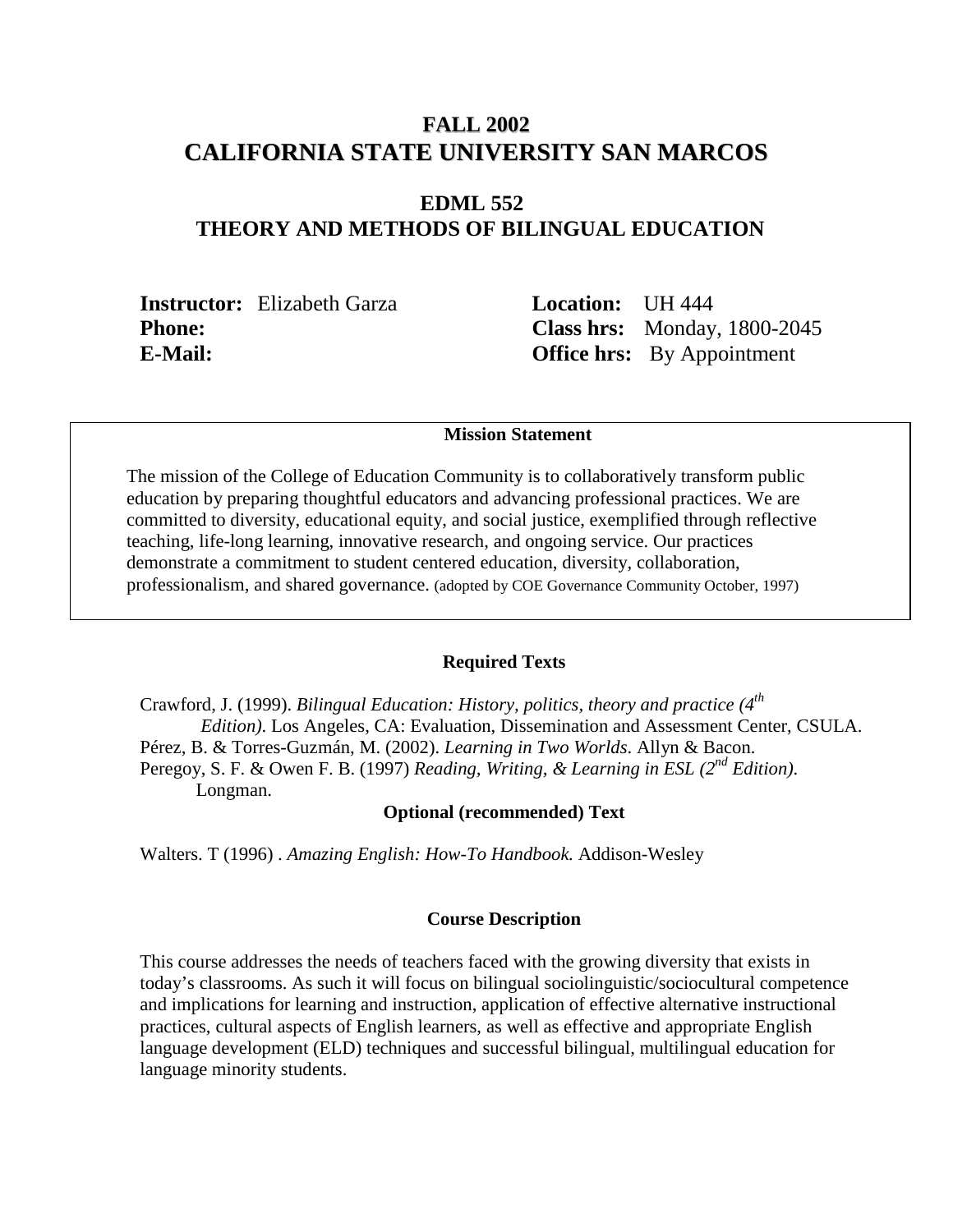# FALL 2002
# CALIFORNIA STATE UNIVERSITY SAN MARCOS

## EDML 552
## THEORY AND METHODS OF BILINGUAL EDUCATION

**Instructor:** Elizabeth Garza
**Phone:**
**E-Mail:**

**Location:** UH 444
**Class hrs:** Monday, 1800-2045
**Office hrs:** By Appointment

**Mission Statement**

The mission of the College of Education Community is to collaboratively transform public education by preparing thoughtful educators and advancing professional practices. We are committed to diversity, educational equity, and social justice, exemplified through reflective teaching, life-long learning, innovative research, and ongoing service. Our practices demonstrate a commitment to student centered education, diversity, collaboration, professionalism, and shared governance. (adopted by COE Governance Community October, 1997)

**Required Texts**

Crawford, J. (1999). *Bilingual Education: History, politics, theory and practice (4th Edition)*. Los Angeles, CA: Evaluation, Dissemination and Assessment Center, CSULA.
Pérez, B. & Torres-Guzmán, M. (2002). *Learning in Two Worlds*. Allyn & Bacon.
Peregoy, S. F. & Owen F. B. (1997) *Reading, Writing, & Learning in ESL (2nd Edition)*. Longman.

**Optional (recommended) Text**

Walters. T (1996) . *Amazing English: How-To Handbook.* Addison-Wesley

**Course Description**

This course addresses the needs of teachers faced with the growing diversity that exists in today's classrooms. As such it will focus on bilingual sociolinguistic/sociocultural competence and implications for learning and instruction, application of effective alternative instructional practices, cultural aspects of English learners, as well as effective and appropriate English language development (ELD) techniques and successful bilingual, multilingual education for language minority students.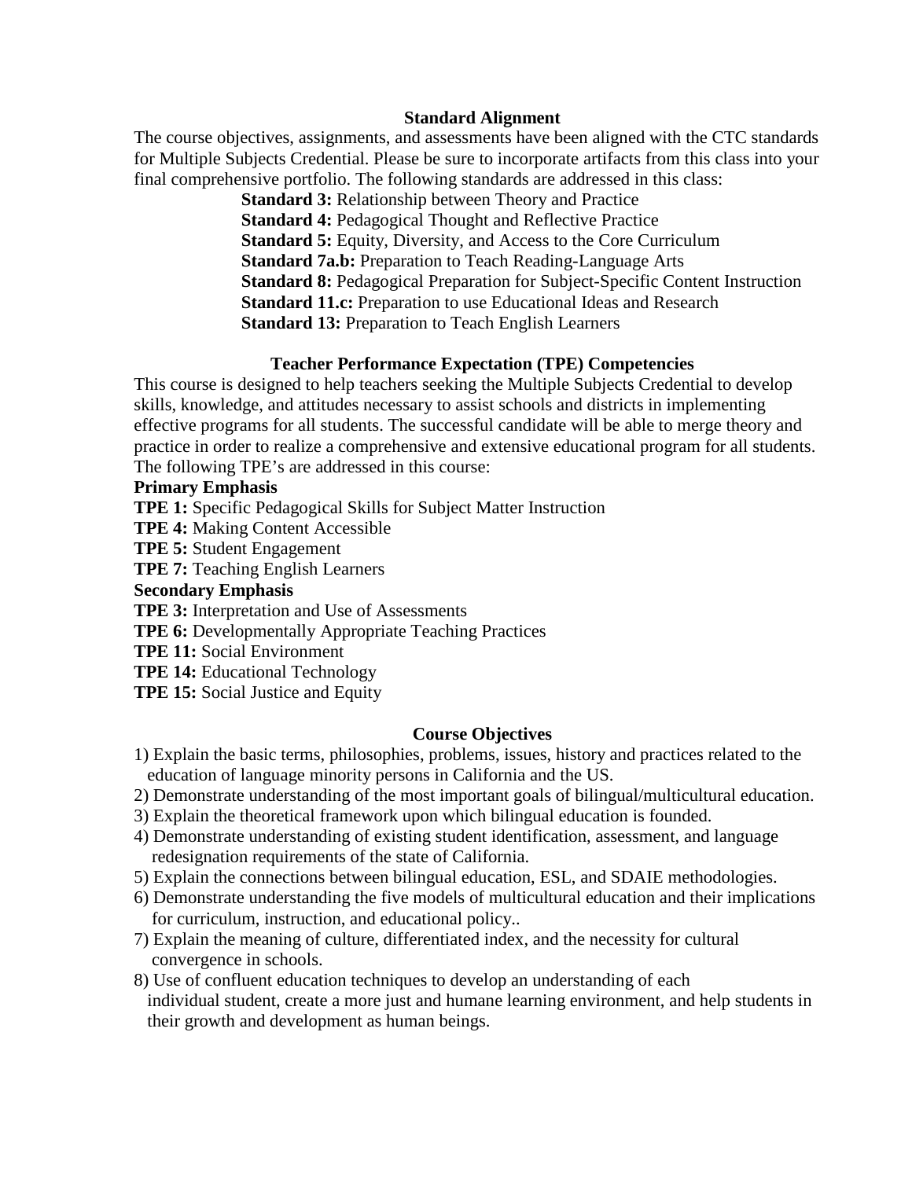## Standard Alignment

The course objectives, assignments, and assessments have been aligned with the CTC standards for Multiple Subjects Credential. Please be sure to incorporate artifacts from this class into your final comprehensive portfolio. The following standards are addressed in this class:

- **Standard 3:** Relationship between Theory and Practice
- **Standard 4:** Pedagogical Thought and Reflective Practice
- **Standard 5:** Equity, Diversity, and Access to the Core Curriculum
- **Standard 7a.b:** Preparation to Teach Reading-Language Arts
- **Standard 8:** Pedagogical Preparation for Subject-Specific Content Instruction
- **Standard 11.c:** Preparation to use Educational Ideas and Research
- **Standard 13:** Preparation to Teach English Learners

## Teacher Performance Expectation (TPE) Competencies

This course is designed to help teachers seeking the Multiple Subjects Credential to develop skills, knowledge, and attitudes necessary to assist schools and districts in implementing effective programs for all students. The successful candidate will be able to merge theory and practice in order to realize a comprehensive and extensive educational program for all students. The following TPE's are addressed in this course:

**Primary Emphasis**

**TPE 1:** Specific Pedagogical Skills for Subject Matter Instruction
**TPE 4:** Making Content Accessible
**TPE 5:** Student Engagement
**TPE 7:** Teaching English Learners

**Secondary Emphasis**

**TPE 3:** Interpretation and Use of Assessments
**TPE 6:** Developmentally Appropriate Teaching Practices
**TPE 11:** Social Environment
**TPE 14:** Educational Technology
**TPE 15:** Social Justice and Equity

## Course Objectives

1) Explain the basic terms, philosophies, problems, issues, history and practices related to the education of language minority persons in California and the US.
2) Demonstrate understanding of the most important goals of bilingual/multicultural education.
3) Explain the theoretical framework upon which bilingual education is founded.
4) Demonstrate understanding of existing student identification, assessment, and language redesignation requirements of the state of California.
5) Explain the connections between bilingual education, ESL, and SDAIE methodologies.
6) Demonstrate understanding the five models of multicultural education and their implications for curriculum, instruction, and educational policy..
7) Explain the meaning of culture, differentiated index, and the necessity for cultural convergence in schools.
8) Use of confluent education techniques to develop an understanding of each individual student, create a more just and humane learning environment, and help students in their growth and development as human beings.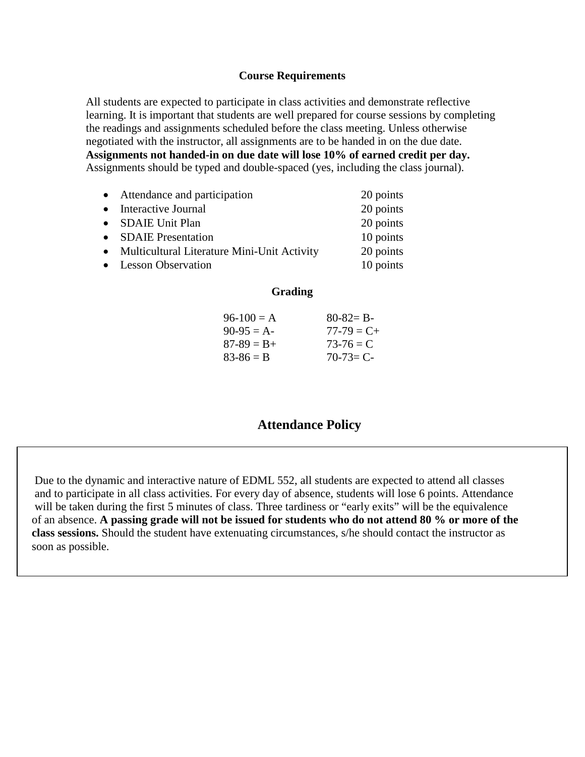## Course Requirements

All students are expected to participate in class activities and demonstrate reflective learning. It is important that students are well prepared for course sessions by completing the readings and assignments scheduled before the class meeting. Unless otherwise negotiated with the instructor, all assignments are to be handed in on the due date. **Assignments not handed-in on due date will lose 10% of earned credit per day.** Assignments should be typed and double-spaced (yes, including the class journal).

- Attendance and participation — 20 points
- Interactive Journal — 20 points
- SDAIE Unit Plan — 20 points
- SDAIE Presentation — 10 points
- Multicultural Literature Mini-Unit Activity — 20 points
- Lesson Observation — 10 points

## Grading

| | |
|---|---|
| 96-100 = A | 80-82= B- |
| 90-95 = A- | 77-79 = C+ |
| 87-89 = B+ | 73-76 = C |
| 83-86 = B | 70-73= C- |

## Attendance Policy

Due to the dynamic and interactive nature of EDML 552, all students are expected to attend all classes and to participate in all class activities. For every day of absence, students will lose 6 points. Attendance will be taken during the first 5 minutes of class. Three tardiness or "early exits" will be the equivalence of an absence. **A passing grade will not be issued for students who do not attend 80 % or more of the class sessions.** Should the student have extenuating circumstances, s/he should contact the instructor as soon as possible.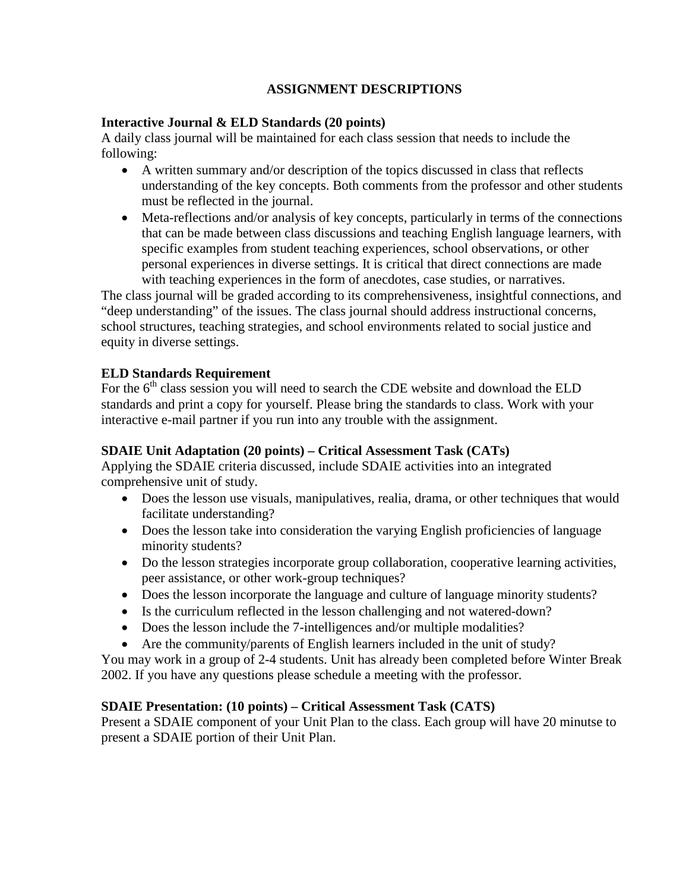## ASSIGNMENT DESCRIPTIONS

### Interactive Journal & ELD Standards (20 points)

A daily class journal will be maintained for each class session that needs to include the following:

- A written summary and/or description of the topics discussed in class that reflects understanding of the key concepts. Both comments from the professor and other students must be reflected in the journal.
- Meta-reflections and/or analysis of key concepts, particularly in terms of the connections that can be made between class discussions and teaching English language learners, with specific examples from student teaching experiences, school observations, or other personal experiences in diverse settings. It is critical that direct connections are made with teaching experiences in the form of anecdotes, case studies, or narratives.

The class journal will be graded according to its comprehensiveness, insightful connections, and "deep understanding" of the issues. The class journal should address instructional concerns, school structures, teaching strategies, and school environments related to social justice and equity in diverse settings.

### ELD Standards Requirement

For the 6th class session you will need to search the CDE website and download the ELD standards and print a copy for yourself. Please bring the standards to class. Work with your interactive e-mail partner if you run into any trouble with the assignment.

### SDAIE Unit Adaptation (20 points) – Critical Assessment Task (CATs)

Applying the SDAIE criteria discussed, include SDAIE activities into an integrated comprehensive unit of study.

- Does the lesson use visuals, manipulatives, realia, drama, or other techniques that would facilitate understanding?
- Does the lesson take into consideration the varying English proficiencies of language minority students?
- Do the lesson strategies incorporate group collaboration, cooperative learning activities, peer assistance, or other work-group techniques?
- Does the lesson incorporate the language and culture of language minority students?
- Is the curriculum reflected in the lesson challenging and not watered-down?
- Does the lesson include the 7-intelligences and/or multiple modalities?
- Are the community/parents of English learners included in the unit of study?

You may work in a group of 2-4 students. Unit has already been completed before Winter Break 2002. If you have any questions please schedule a meeting with the professor.

### SDAIE Presentation: (10 points) – Critical Assessment Task (CATS)

Present a SDAIE component of your Unit Plan to the class. Each group will have 20 minutse to present a SDAIE portion of their Unit Plan.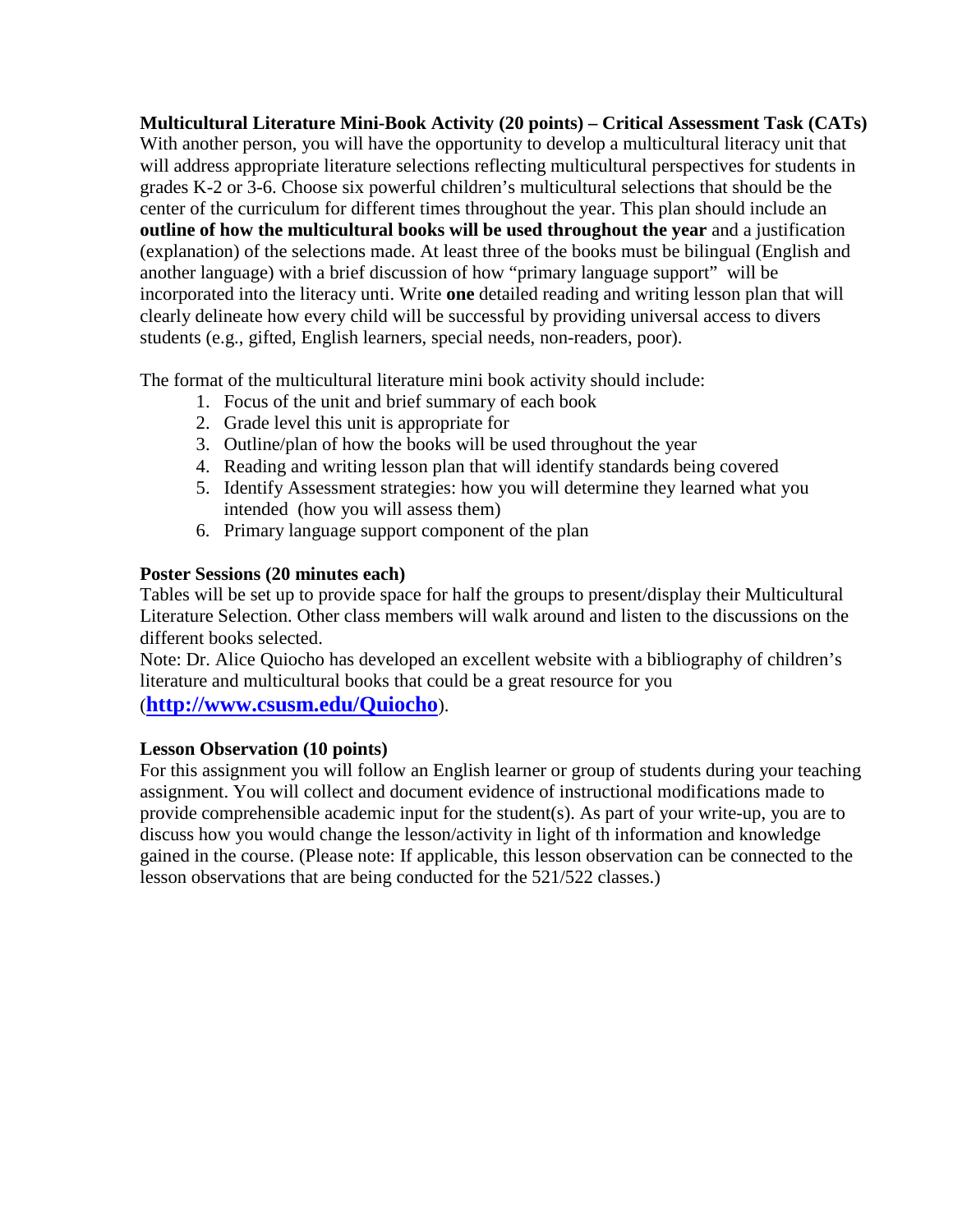**Multicultural Literature Mini-Book Activity (20 points) – Critical Assessment Task (CATs)**

With another person, you will have the opportunity to develop a multicultural literacy unit that will address appropriate literature selections reflecting multicultural perspectives for students in grades K-2 or 3-6. Choose six powerful children's multicultural selections that should be the center of the curriculum for different times throughout the year. This plan should include an **outline of how the multicultural books will be used throughout the year** and a justification (explanation) of the selections made. At least three of the books must be bilingual (English and another language) with a brief discussion of how "primary language support" will be incorporated into the literacy unti. Write **one** detailed reading and writing lesson plan that will clearly delineate how every child will be successful by providing universal access to divers students (e.g., gifted, English learners, special needs, non-readers, poor).

The format of the multicultural literature mini book activity should include:

1. Focus of the unit and brief summary of each book
2. Grade level this unit is appropriate for
3. Outline/plan of how the books will be used throughout the year
4. Reading and writing lesson plan that will identify standards being covered
5. Identify Assessment strategies: how you will determine they learned what you intended (how you will assess them)
6. Primary language support component of the plan

**Poster Sessions (20 minutes each)**

Tables will be set up to provide space for half the groups to present/display their Multicultural Literature Selection. Other class members will walk around and listen to the discussions on the different books selected.

Note: Dr. Alice Quiocho has developed an excellent website with a bibliography of children's literature and multicultural books that could be a great resource for you (**http://www.csusm.edu/Quiocho**).

**Lesson Observation (10 points)**

For this assignment you will follow an English learner or group of students during your teaching assignment. You will collect and document evidence of instructional modifications made to provide comprehensible academic input for the student(s). As part of your write-up, you are to discuss how you would change the lesson/activity in light of th information and knowledge gained in the course. (Please note: If applicable, this lesson observation can be connected to the lesson observations that are being conducted for the 521/522 classes.)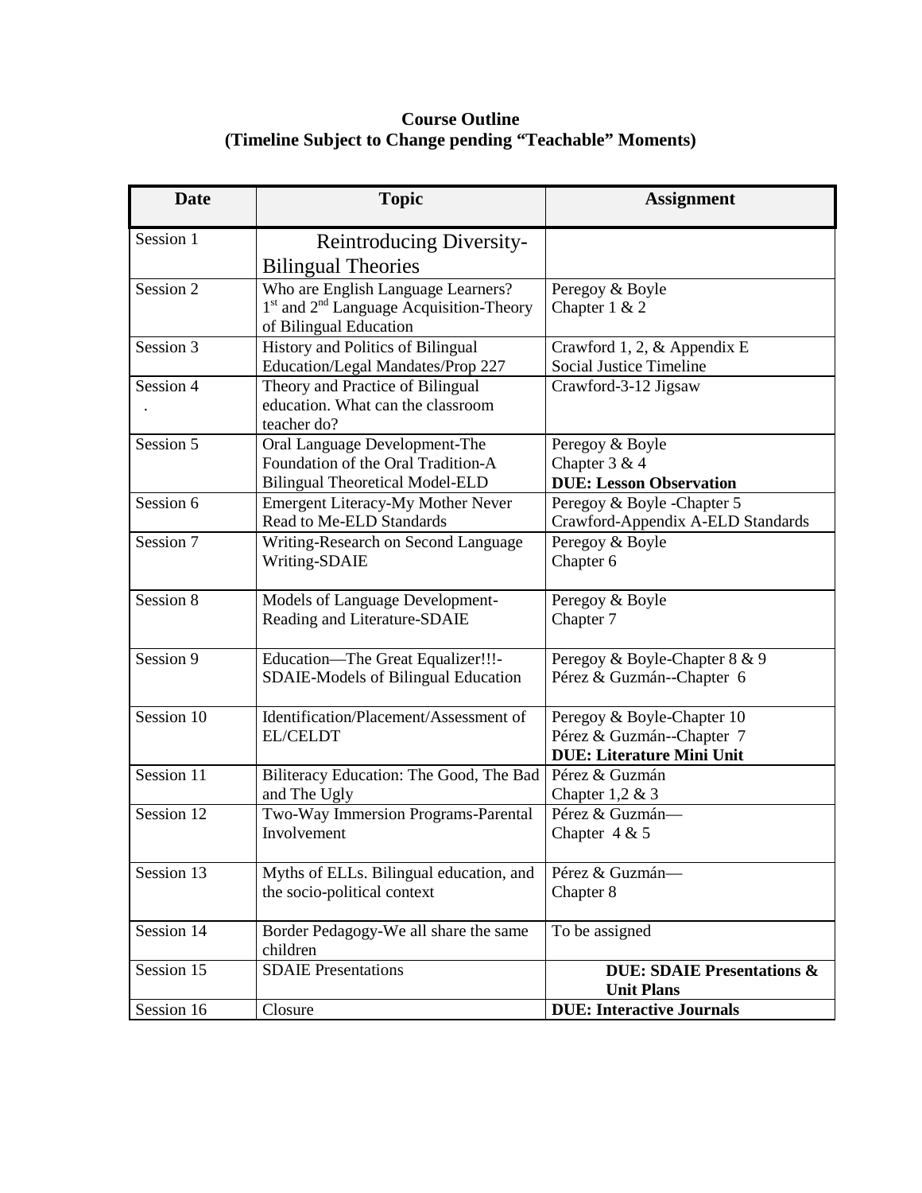**Course Outline**
**(Timeline Subject to Change pending "Teachable" Moments)**

| Date | Topic | Assignment |
|---|---|---|
| Session 1 | Reintroducing Diversity-Bilingual Theories | |
| Session 2 | Who are English Language Learners? 1st and 2nd Language Acquisition-Theory of Bilingual Education | Peregoy & Boyle Chapter 1 & 2 |
| Session 3 | History and Politics of Bilingual Education/Legal Mandates/Prop 227 | Crawford 1, 2, & Appendix E Social Justice Timeline |
| Session 4 . | Theory and Practice of Bilingual education. What can the classroom teacher do? | Crawford-3-12 Jigsaw |
| Session 5 | Oral Language Development-The Foundation of the Oral Tradition-A Bilingual Theoretical Model-ELD | Peregoy & Boyle Chapter 3 & 4 **DUE: Lesson Observation** |
| Session 6 | Emergent Literacy-My Mother Never Read to Me-ELD Standards | Peregoy & Boyle -Chapter 5 Crawford-Appendix A-ELD Standards |
| Session 7 | Writing-Research on Second Language Writing-SDAIE | Peregoy & Boyle Chapter 6 |
| Session 8 | Models of Language Development-Reading and Literature-SDAIE | Peregoy & Boyle Chapter 7 |
| Session 9 | Education—The Great Equalizer!!!-SDAIE-Models of Bilingual Education | Peregoy & Boyle-Chapter 8 & 9 Pérez & Guzmán--Chapter 6 |
| Session 10 | Identification/Placement/Assessment of EL/CELDT | Peregoy & Boyle-Chapter 10 Pérez & Guzmán--Chapter 7 **DUE: Literature Mini Unit** |
| Session 11 | Biliteracy Education: The Good, The Bad and The Ugly | Pérez & Guzmán Chapter 1,2 & 3 |
| Session 12 | Two-Way Immersion Programs-Parental Involvement | Pérez & Guzmán— Chapter 4 & 5 |
| Session 13 | Myths of ELLs. Bilingual education, and the socio-political context | Pérez & Guzmán— Chapter 8 |
| Session 14 | Border Pedagogy-We all share the same children | To be assigned |
| Session 15 | SDAIE Presentations | **DUE: SDAIE Presentations & Unit Plans** |
| Session 16 | Closure | **DUE: Interactive Journals** |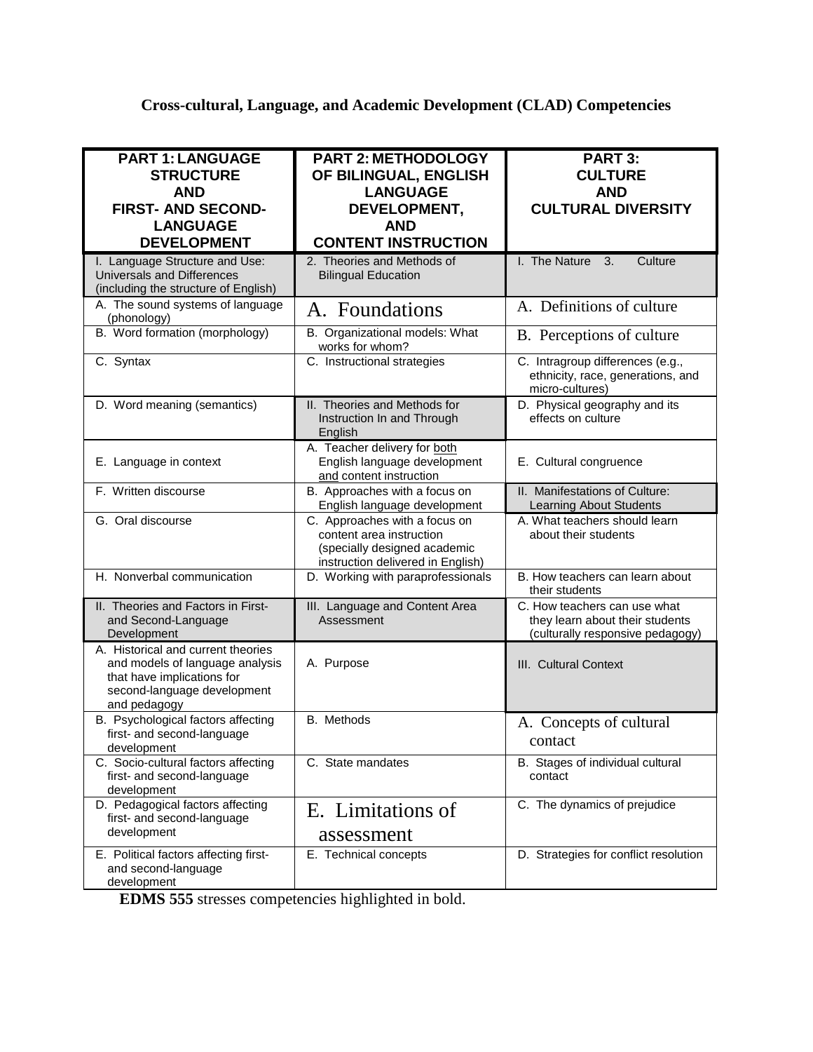**Cross-cultural, Language, and Academic Development (CLAD) Competencies**

| PART 1: LANGUAGE STRUCTURE AND FIRST- AND SECOND-LANGUAGE DEVELOPMENT | PART 2: METHODOLOGY OF BILINGUAL, ENGLISH LANGUAGE DEVELOPMENT, AND CONTENT INSTRUCTION | PART 3: CULTURE AND CULTURAL DIVERSITY |
|---|---|---|
| I. Language Structure and Use: Universals and Differences (including the structure of English) | 2. Theories and Methods of Bilingual Education | I. The Nature 3. Culture |
| A. The sound systems of language (phonology) | A. Foundations | A. Definitions of culture |
| B. Word formation (morphology) | B. Organizational models: What works for whom? | B. Perceptions of culture |
| C. Syntax | C. Instructional strategies | C. Intragroup differences (e.g., ethnicity, race, generations, and micro-cultures) |
| D. Word meaning (semantics) | II. Theories and Methods for Instruction In and Through English | D. Physical geography and its effects on culture |
| E. Language in context | A. Teacher delivery for both English language development and content instruction | E. Cultural congruence |
| F. Written discourse | B. Approaches with a focus on English language development | II. Manifestations of Culture: Learning About Students |
| G. Oral discourse | C. Approaches with a focus on content area instruction (specially designed academic instruction delivered in English) | A. What teachers should learn about their students |
| H. Nonverbal communication | D. Working with paraprofessionals | B. How teachers can learn about their students |
| II. Theories and Factors in First- and Second-Language Development | III. Language and Content Area Assessment | C. How teachers can use what they learn about their students (culturally responsive pedagogy) |
| A. Historical and current theories and models of language analysis that have implications for second-language development and pedagogy | A. Purpose | III. Cultural Context |
| B. Psychological factors affecting first- and second-language development | B. Methods | A. Concepts of cultural contact |
| C. Socio-cultural factors affecting first- and second-language development | C. State mandates | B. Stages of individual cultural contact |
| D. Pedagogical factors affecting first- and second-language development | E. Limitations of assessment | C. The dynamics of prejudice |
| E. Political factors affecting first- and second-language development | E. Technical concepts | D. Strategies for conflict resolution |

**EDMS 555** stresses competencies highlighted in bold.